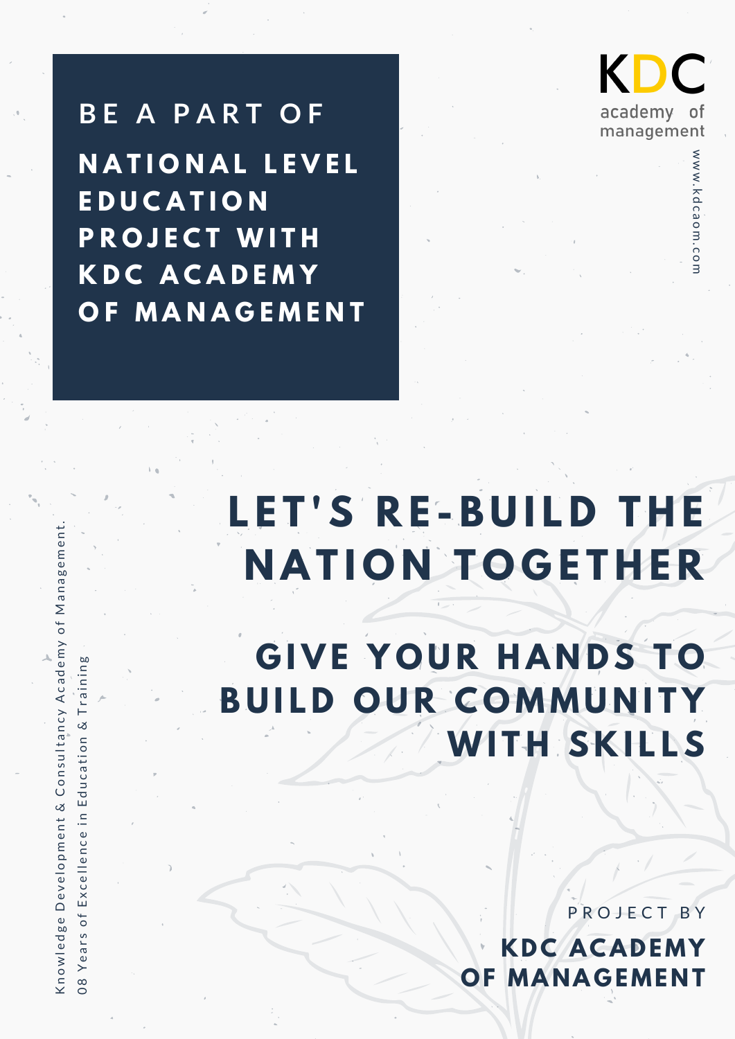# BE A PART OF

## NATIONAL LEVEL EDUCATION PROJECT WITH KDC ACADEMY OF MANAGEMENT

KDC
academy of management

www.kdcaom.com

## LET'S RE-BUILD THE NATION TOGETHER

## GIVE YOUR HANDS TO BUILD OUR COMMUNITY WITH SKILLS

PROJECT BY

**KDC ACADEMY OF MANAGEMENT**

Knowledge Development & Consultancy Academy of Management.

08 Years of Excellence in Education & Training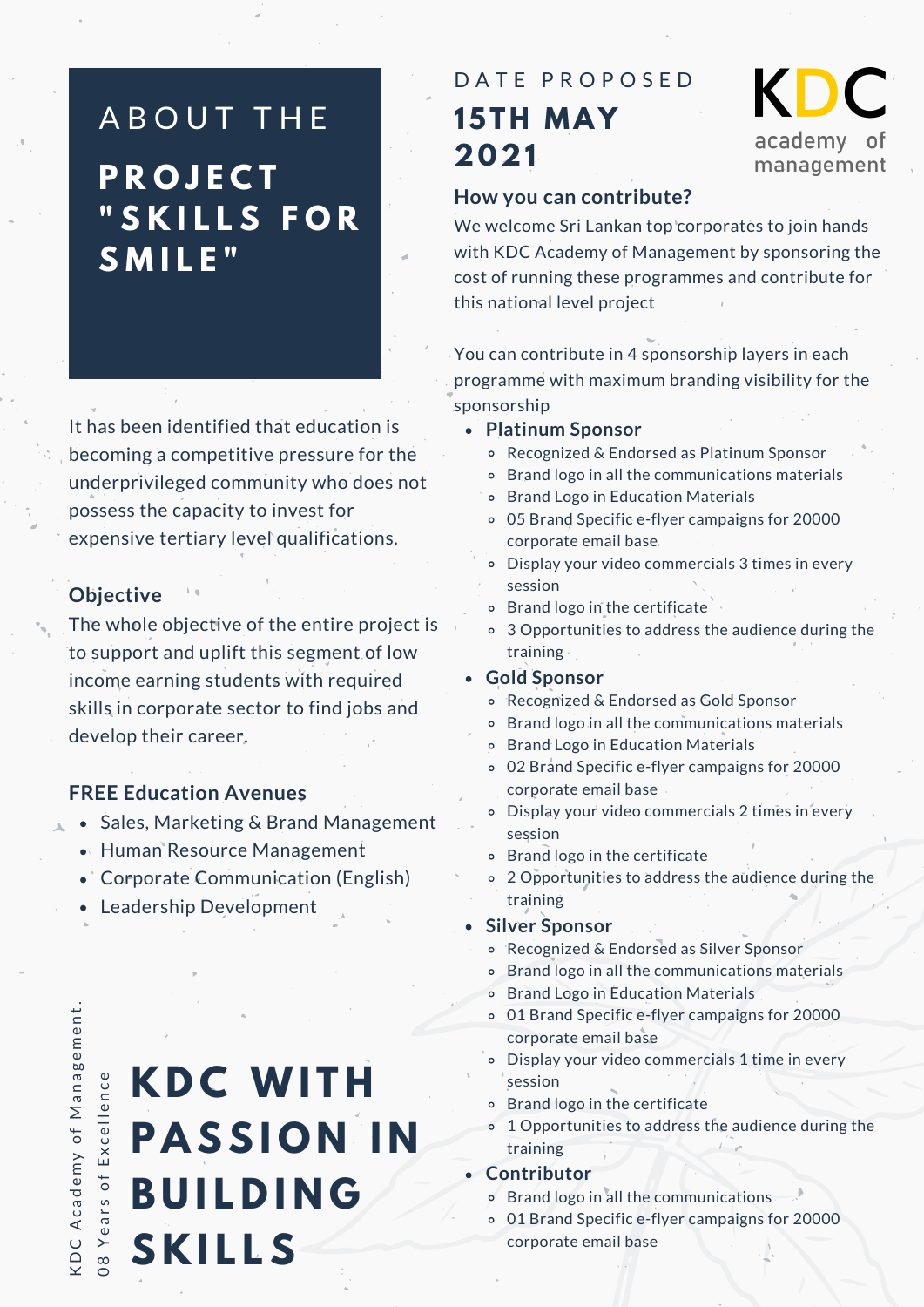# ABOUT THE PROJECT "SKILLS FOR SMILE"

It has been identified that education is becoming a competitive pressure for the underprivileged community who does not possess the capacity to invest for expensive tertiary level qualifications.

### Objective

The whole objective of the entire project is to support and uplift this segment of low income earning students with required skills in corporate sector to find jobs and develop their career.

### FREE Education Avenues

- Sales, Marketing & Brand Management
- Human Resource Management
- Corporate Communication (English)
- Leadership Development

KDC Academy of Management.
08 Years of Excellence

# KDC WITH PASSION IN BUILDING SKILLS

DATE PROPOSED

## 15TH MAY 2021

KDC academy of management

### How you can contribute?

We welcome Sri Lankan top corporates to join hands with KDC Academy of Management by sponsoring the cost of running these programmes and contribute for this national level project

You can contribute in 4 sponsorship layers in each programme with maximum branding visibility for the sponsorship

- **Platinum Sponsor**
  - Recognized & Endorsed as Platinum Sponsor
  - Brand logo in all the communications materials
  - Brand Logo in Education Materials
  - 05 Brand Specific e-flyer campaigns for 20000 corporate email base
  - Display your video commercials 3 times in every session
  - Brand logo in the certificate
  - 3 Opportunities to address the audience during the training
- **Gold Sponsor**
  - Recognized & Endorsed as Gold Sponsor
  - Brand logo in all the communications materials
  - Brand Logo in Education Materials
  - 02 Brand Specific e-flyer campaigns for 20000 corporate email base
  - Display your video commercials 2 times in every session
  - Brand logo in the certificate
  - 2 Opportunities to address the audience during the training
- **Silver Sponsor**
  - Recognized & Endorsed as Silver Sponsor
  - Brand logo in all the communications materials
  - Brand Logo in Education Materials
  - 01 Brand Specific e-flyer campaigns for 20000 corporate email base
  - Display your video commercials 1 time in every session
  - Brand logo in the certificate
  - 1 Opportunities to address the audience during the training
- **Contributor**
  - Brand logo in all the communications
  - 01 Brand Specific e-flyer campaigns for 20000 corporate email base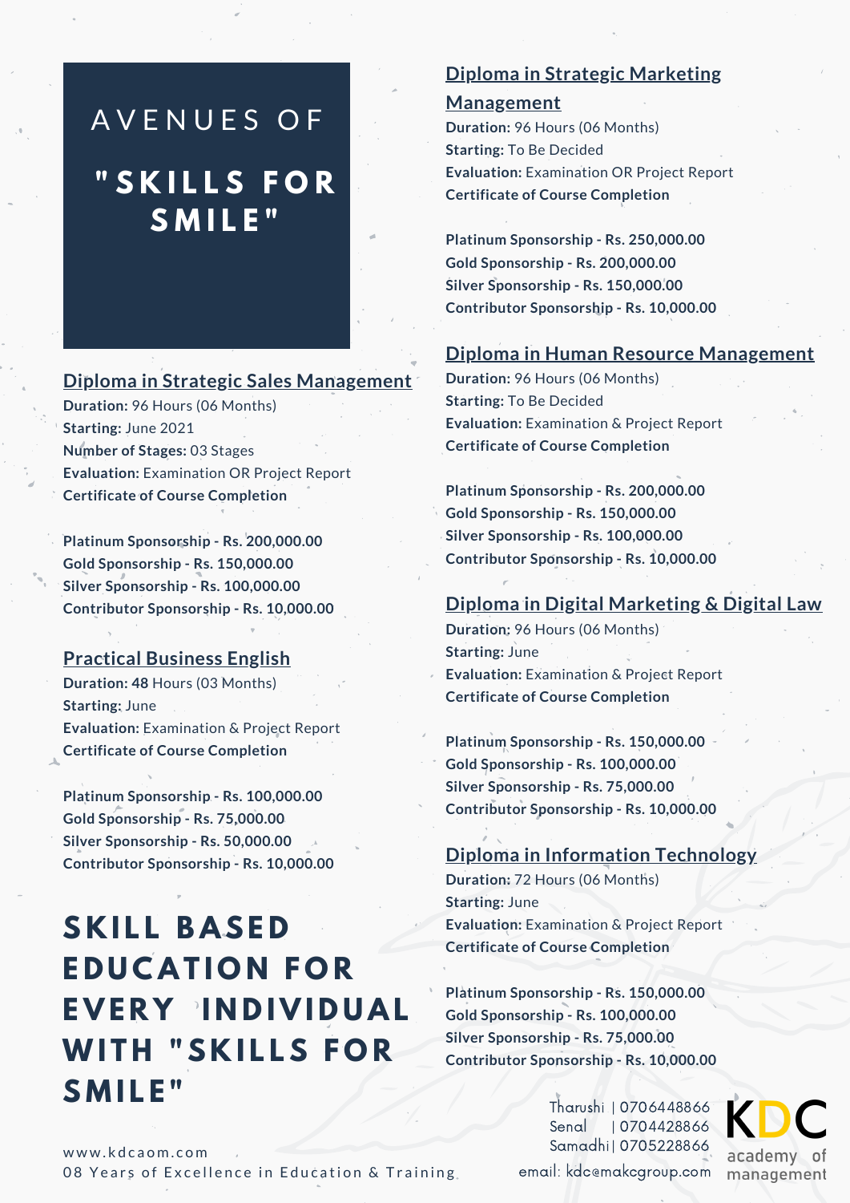# AVENUES OF

# "SKILLS FOR SMILE"

## Diploma in Strategic Sales Management

**Duration:** 96 Hours (06 Months)
**Starting:** June 2021
**Number of Stages:** 03 Stages
**Evaluation:** Examination OR Project Report
**Certificate of Course Completion**

**Platinum Sponsorship - Rs. 200,000.00**
**Gold Sponsorship - Rs. 150,000.00**
**Silver Sponsorship - Rs. 100,000.00**
**Contributor Sponsorship - Rs. 10,000.00**

## Practical Business English

**Duration:** 48 Hours (03 Months)
**Starting:** June
**Evaluation:** Examination & Project Report
**Certificate of Course Completion**

**Platinum Sponsorship - Rs. 100,000.00**
**Gold Sponsorship - Rs. 75,000.00**
**Silver Sponsorship - Rs. 50,000.00**
**Contributor Sponsorship - Rs. 10,000.00**

# SKILL BASED EDUCATION FOR EVERY INDIVIDUAL WITH "SKILLS FOR SMILE"

## Diploma in Strategic Marketing Management

**Duration:** 96 Hours (06 Months)
**Starting:** To Be Decided
**Evaluation:** Examination OR Project Report
**Certificate of Course Completion**

**Platinum Sponsorship - Rs. 250,000.00**
**Gold Sponsorship - Rs. 200,000.00**
**Silver Sponsorship - Rs. 150,000.00**
**Contributor Sponsorship - Rs. 10,000.00**

## Diploma in Human Resource Management

**Duration:** 96 Hours (06 Months)
**Starting:** To Be Decided
**Evaluation:** Examination & Project Report
**Certificate of Course Completion**

**Platinum Sponsorship - Rs. 200,000.00**
**Gold Sponsorship - Rs. 150,000.00**
**Silver Sponsorship - Rs. 100,000.00**
**Contributor Sponsorship - Rs. 10,000.00**

## Diploma in Digital Marketing & Digital Law

**Duration:** 96 Hours (06 Months)
**Starting:** June
**Evaluation:** Examination & Project Report
**Certificate of Course Completion**

**Platinum Sponsorship - Rs. 150,000.00**
**Gold Sponsorship - Rs. 100,000.00**
**Silver Sponsorship - Rs. 75,000.00**
**Contributor Sponsorship - Rs. 10,000.00**

## Diploma in Information Technology

**Duration:** 72 Hours (06 Months)
**Starting:** June
**Evaluation:** Examination & Project Report
**Certificate of Course Completion**

**Platinum Sponsorship - Rs. 150,000.00**
**Gold Sponsorship - Rs. 100,000.00**
**Silver Sponsorship - Rs. 75,000.00**
**Contributor Sponsorship - Rs. 10,000.00**

Tharushi | 0706448866
Senal | 0704428866
Samadhi | 0705228866
email: kdc@makcgroup.com

KDC academy of management

www.kdcaom.com
08 Years of Excellence in Education & Training